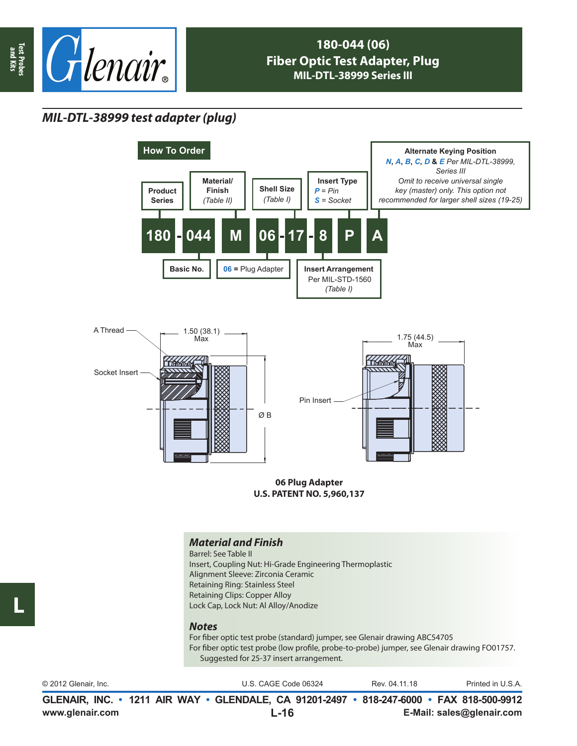# 180-044 (06)
## Fiber Optic Test Adapter, Plug
### MIL-DTL-38999 Series III

## *MIL-DTL-38999 test adapter (plug)*

### How To Order

| 180 | - | 044 | M | 06 | - | 17 | - | 8 | P | A |
|---|---|---|---|---|---|---|---|---|---|---|

- **Product Series**: 180
- **Basic No.**: 044
- **Material/ Finish**: M *(Table II)*
- **06** = Plug Adapter
- **Shell Size**: 17 *(Table I)*
- **Insert Arrangement**: 8 — Per MIL-STD-1560 *(Table I)*
- **Insert Type**: P — *P* = Pin, *S* = Socket
- **Alternate Keying Position**: A — *N*, *A*, *B*, *C*, *D* & *E* Per MIL-DTL-38999, Series III. Omit to receive universal single key (master) only. This option not recommended for larger shell sizes (19-25)

A Thread

Socket Insert

1.50 (38.1) Max

Ø B

Pin Insert

1.75 (44.5) Max

**06 Plug Adapter**
**U.S. PATENT NO. 5,960,137**

### *Material and Finish*

Barrel: See Table II
Insert, Coupling Nut: Hi-Grade Engineering Thermoplastic
Alignment Sleeve: Zirconia Ceramic
Retaining Ring: Stainless Steel
Retaining Clips: Copper Alloy
Lock Cap, Lock Nut: Al Alloy/Anodize

### *Notes*

For fiber optic test probe (standard) jumper, see Glenair drawing ABC54705
For fiber optic test probe (low profile, probe-to-probe) jumper, see Glenair drawing FO01757. Suggested for 25-37 insert arrangement.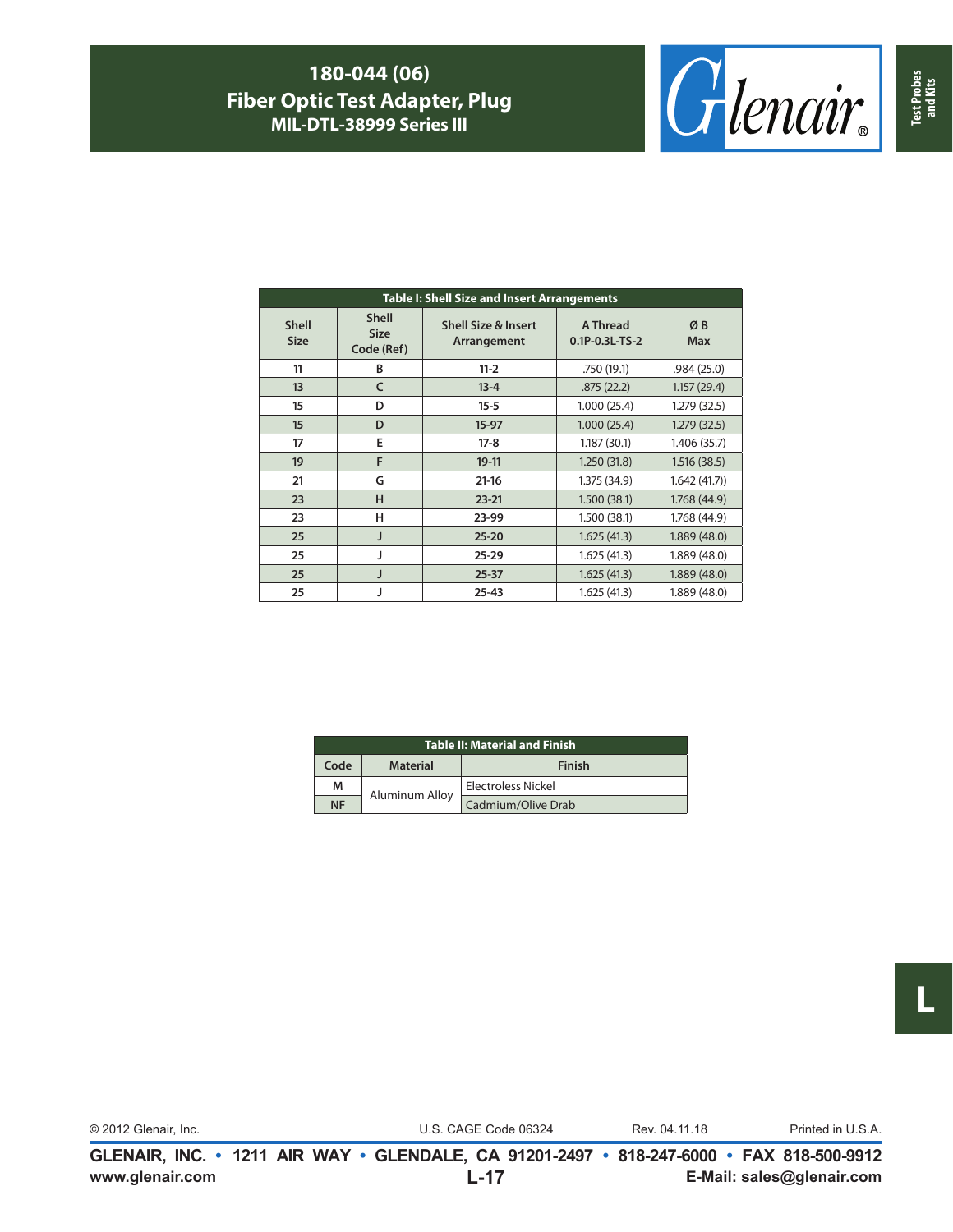# 180-044 (06)
## Fiber Optic Test Adapter, Plug
### MIL-DTL-38999 Series III

| Table I: Shell Size and Insert Arrangements | | | | |
|---|---|---|---|---|
| Shell Size | Shell Size Code (Ref) | Shell Size & Insert Arrangement | A Thread 0.1P-0.3L-TS-2 | Ø B Max |
| 11 | B | 11-2 | .750 (19.1) | .984 (25.0) |
| 13 | C | 13-4 | .875 (22.2) | 1.157 (29.4) |
| 15 | D | 15-5 | 1.000 (25.4) | 1.279 (32.5) |
| 15 | D | 15-97 | 1.000 (25.4) | 1.279 (32.5) |
| 17 | E | 17-8 | 1.187 (30.1) | 1.406 (35.7) |
| 19 | F | 19-11 | 1.250 (31.8) | 1.516 (38.5) |
| 21 | G | 21-16 | 1.375 (34.9) | 1.642 (41.7)) |
| 23 | H | 23-21 | 1.500 (38.1) | 1.768 (44.9) |
| 23 | H | 23-99 | 1.500 (38.1) | 1.768 (44.9) |
| 25 | J | 25-20 | 1.625 (41.3) | 1.889 (48.0) |
| 25 | J | 25-29 | 1.625 (41.3) | 1.889 (48.0) |
| 25 | J | 25-37 | 1.625 (41.3) | 1.889 (48.0) |
| 25 | J | 25-43 | 1.625 (41.3) | 1.889 (48.0) |

| Table II: Material and Finish | | |
|---|---|---|
| Code | Material | Finish |
| M | Aluminum Alloy | Electroless Nickel |
| NF | | Cadmium/Olive Drab |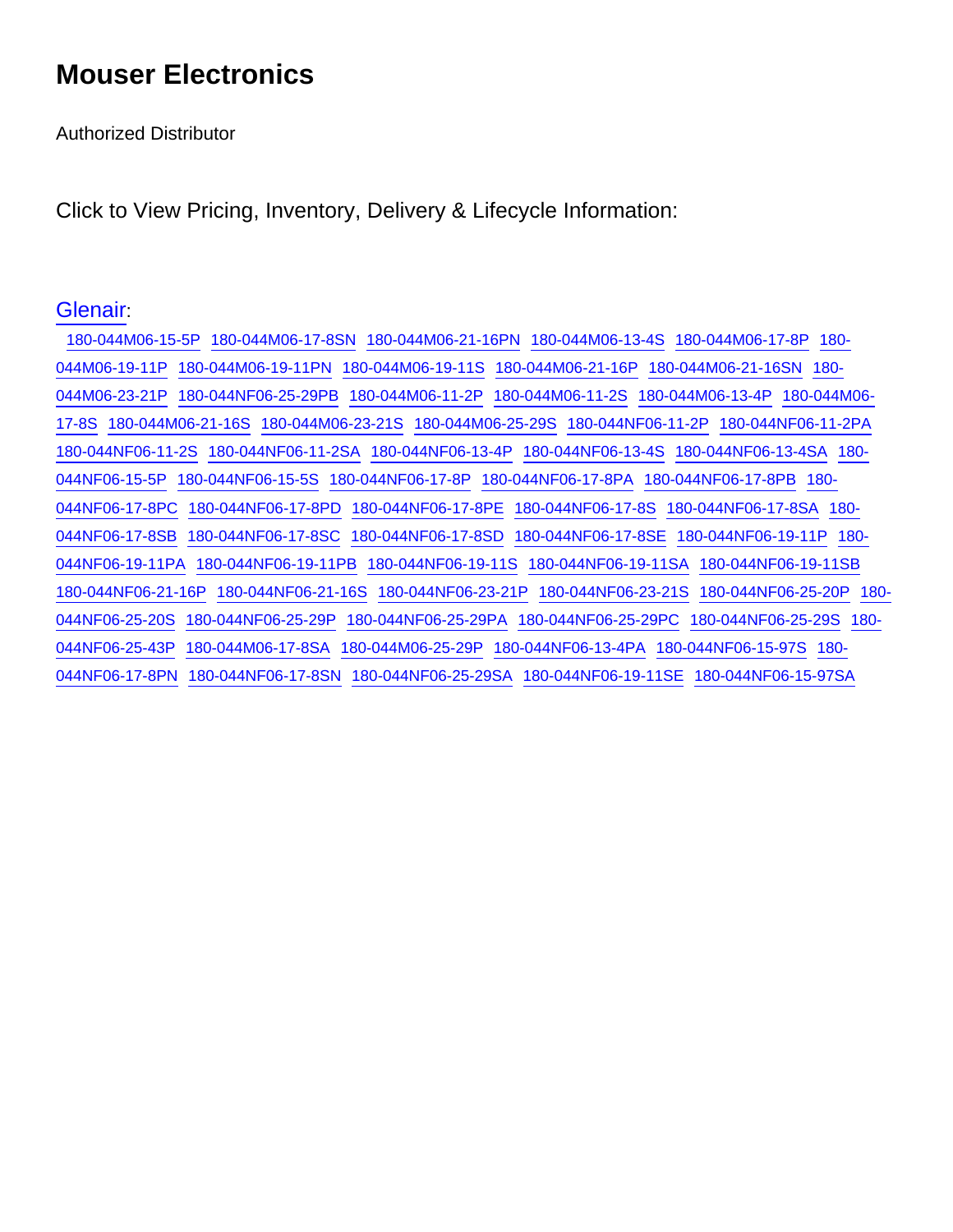# Mouser Electronics

Authorized Distributor

Click to View Pricing, Inventory, Delivery & Lifecycle Information:

Glenair:

180-044M06-15-5P 180-044M06-17-8SN 180-044M06-21-16PN 180-044M06-13-4S 180-044M06-17-8P 180-044M06-19-11P 180-044M06-19-11PN 180-044M06-19-11S 180-044M06-21-16P 180-044M06-21-16SN 180-044M06-23-21P 180-044NF06-25-29PB 180-044M06-11-2P 180-044M06-11-2S 180-044M06-13-4P 180-044M06-17-8S 180-044M06-21-16S 180-044M06-23-21S 180-044M06-25-29S 180-044NF06-11-2P 180-044NF06-11-2PA 180-044NF06-11-2S 180-044NF06-11-2SA 180-044NF06-13-4P 180-044NF06-13-4S 180-044NF06-13-4SA 180-044NF06-15-5P 180-044NF06-15-5S 180-044NF06-17-8P 180-044NF06-17-8PA 180-044NF06-17-8PB 180-044NF06-17-8PC 180-044NF06-17-8PD 180-044NF06-17-8PE 180-044NF06-17-8S 180-044NF06-17-8SA 180-044NF06-17-8SB 180-044NF06-17-8SC 180-044NF06-17-8SD 180-044NF06-17-8SE 180-044NF06-19-11P 180-044NF06-19-11PA 180-044NF06-19-11PB 180-044NF06-19-11S 180-044NF06-19-11SA 180-044NF06-19-11SB 180-044NF06-21-16P 180-044NF06-21-16S 180-044NF06-23-21P 180-044NF06-23-21S 180-044NF06-25-20P 180-044NF06-25-20S 180-044NF06-25-29P 180-044NF06-25-29PA 180-044NF06-25-29PC 180-044NF06-25-29S 180-044NF06-25-43P 180-044M06-17-8SA 180-044M06-25-29P 180-044NF06-13-4PA 180-044NF06-15-97S 180-044NF06-17-8PN 180-044NF06-17-8SN 180-044NF06-25-29SA 180-044NF06-19-11SE 180-044NF06-15-97SA